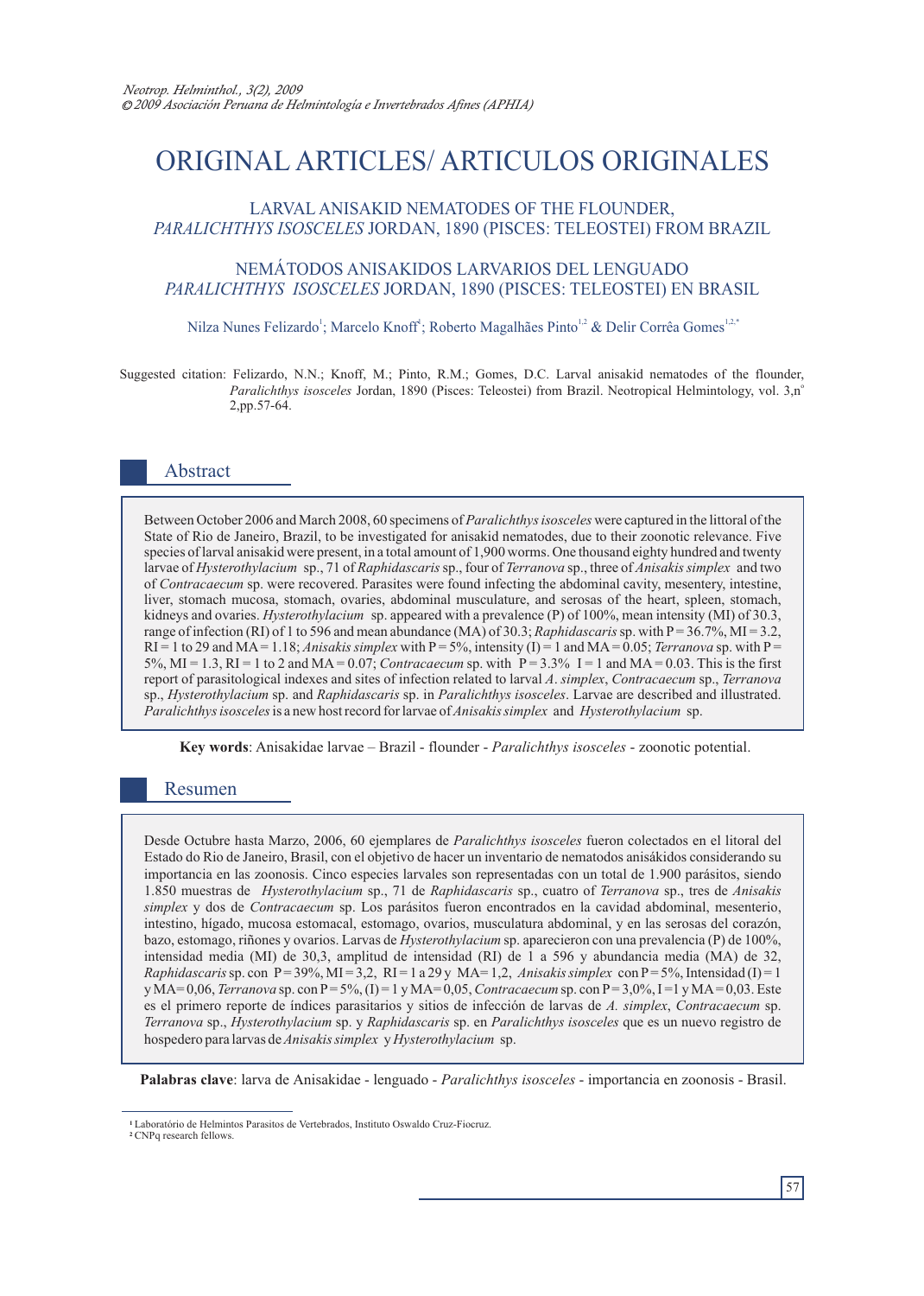# ORIGINAL ARTICLES/ ARTICULOS ORIGINALES

## LARVAL ANISAKID NEMATODES OF THE FLOUNDER, *PARALICHTHYS ISOSCELES* JORDAN, 1890 (PISCES: TELEOSTEI) FROM BRAZIL

## NEMÁTODOS ANISAKIDOS LARVARIOS DEL LENGUADO *PARALICHTHYS ISOSCELES* JORDAN, 1890 (PISCES: TELEOSTEI) EN BRASIL

Nilza Nunes Felizardo[1]; Marcelo Knoff[1]; Roberto Magalhães Pinto[1,2] & Delir Corrêa Gomes[1,2,*]

Suggested citation: Felizardo, N.N.; Knoff, M.; Pinto, R.M.; Gomes, D.C. Larval anisakid nematodes of the flounder, *Paralichthys isosceles* Jordan, 1890 (Pisces: Teleostei) from Brazil. Neotropical Helmintology, vol. 3,n° 2,pp.57-64.

## Abstract

Between October 2006 and March 2008, 60 specimens of *Paralichthys isosceles* were captured in the littoral of the State of Rio de Janeiro, Brazil, to be investigated for anisakid nematodes, due to their zoonotic relevance. Five species of larval anisakid were present, in a total amount of 1,900 worms. One thousand eighty hundred and twenty larvae of *Hysterothylacium* sp., 71 of *Raphidascaris* sp., four of *Terranova* sp., three of *Anisakis simplex* and two of *Contracaecum* sp. were recovered. Parasites were found infecting the abdominal cavity, mesentery, intestine, liver, stomach mucosa, stomach, ovaries, abdominal musculature, and serosas of the heart, spleen, stomach, kidneys and ovaries. *Hysterothylacium* sp. appeared with a prevalence (P) of 100%, mean intensity (MI) of 30.3, range of infection (RI) of 1 to 596 and mean abundance (MA) of 30.3; *Raphidascaris* sp. with P = 36.7%, MI = 3.2, RI = 1 to 29 and MA = 1.18; *Anisakis simplex* with P = 5%, intensity (I) = 1 and MA = 0.05; *Terranova* sp. with P = 5%, MI = 1.3, RI = 1 to 2 and MA = 0.07; *Contracaecum* sp. with P = 3.3% I = 1 and MA = 0.03. This is the first report of parasitological indexes and sites of infection related to larval *A. simplex*, *Contracaecum* sp., *Terranova* sp., *Hysterothylacium* sp. and *Raphidascaris* sp. in *Paralichthys isosceles*. Larvae are described and illustrated. *Paralichthys isosceles* is a new host record for larvae of *Anisakis simplex* and *Hysterothylacium* sp.

**Key words**: Anisakidae larvae – Brazil - flounder - *Paralichthys isosceles* - zoonotic potential.

## Resumen

Desde Octubre hasta Marzo, 2006, 60 ejemplares de *Paralichthys isosceles* fueron colectados en el litoral del Estado do Rio de Janeiro, Brasil, con el objetivo de hacer un inventario de nematodos anisákidos considerando su importancia en las zoonosis. Cinco especies larvales son representadas con un total de 1.900 parásitos, siendo 1.850 muestras de *Hysterothylacium* sp., 71 de *Raphidascaris* sp., cuatro of *Terranova* sp., tres de *Anisakis simplex* y dos de *Contracaecum* sp. Los parásitos fueron encontrados en la cavidad abdominal, mesenterio, intestino, hígado, mucosa estomacal, estomago, ovarios, musculatura abdominal, y en las serosas del corazón, bazo, estomago, riñones y ovarios. Larvas de *Hysterothylacium* sp. aparecieron con una prevalencia (P) de 100%, intensidad media (MI) de 30,3, amplitud de intensidad (RI) de 1 a 596 y abundancia media (MA) de 32, *Raphidascaris* sp. con P = 39%, MI = 3,2, RI = 1 a 29 y MA= 1,2, *Anisakis simplex* con P = 5%, Intensidad (I) = 1 y MA= 0,06, *Terranova* sp. con P = 5%, (I) = 1 y MA= 0,05, *Contracaecum* sp. con P = 3,0%, I = 1 y MA = 0,03. Este es el primero reporte de índices parasitarios y sitios de infección de larvas de *A. simplex*, *Contracaecum* sp. *Terranova* sp., *Hysterothylacium* sp. y *Raphidascaris* sp. en *Paralichthys isosceles* que es un nuevo registro de hospedero para larvas de *Anisakis simplex* y *Hysterothylacium* sp.

**Palabras clave**: larva de Anisakidae - lenguado - *Paralichthys isosceles* - importancia en zoonosis - Brasil.

---

[1] Laboratório de Helmintos Parasitos de Vertebrados, Instituto Oswaldo Cruz-Fiocruz.
[2] CNPq research fellows.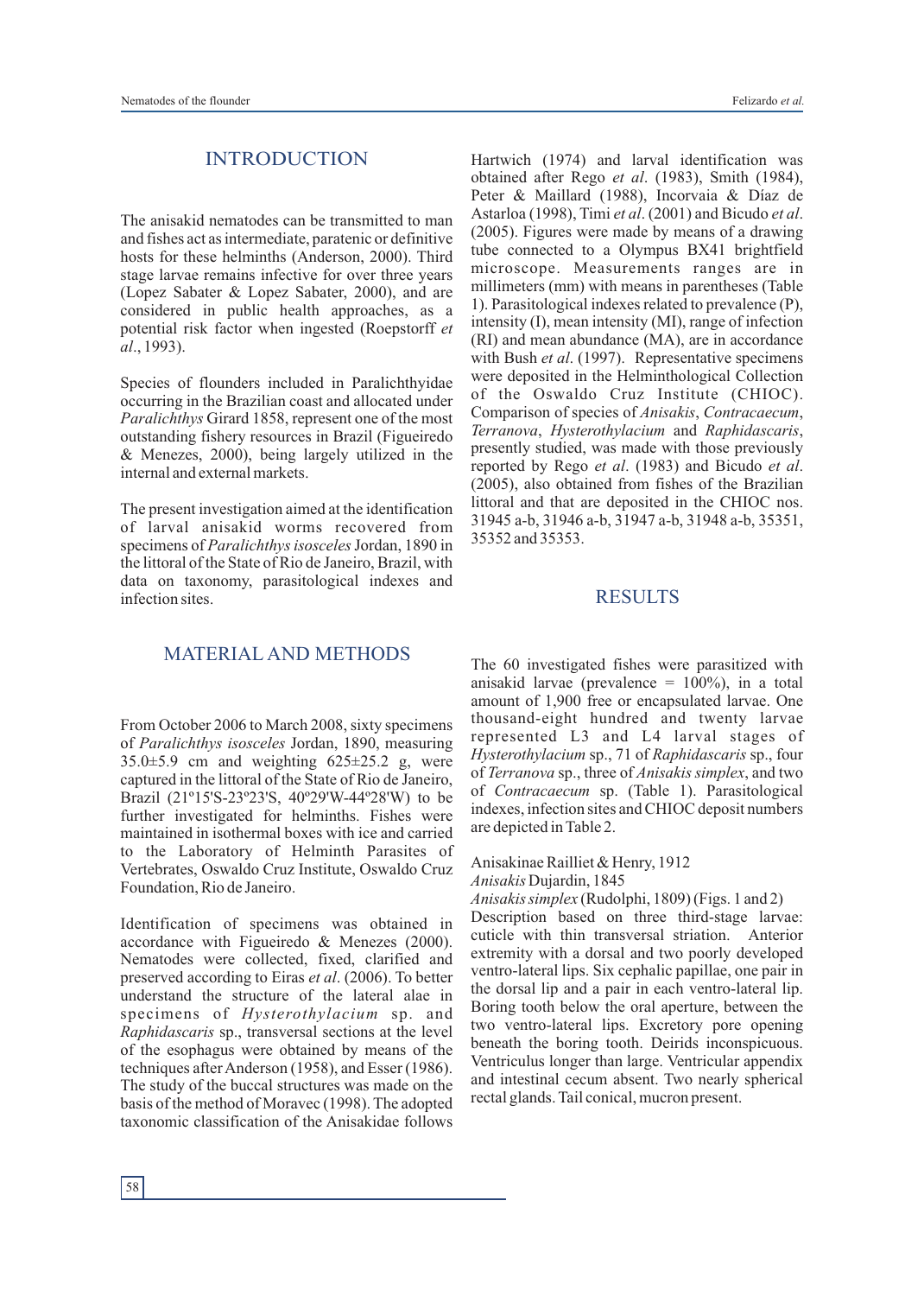## INTRODUCTION

The anisakid nematodes can be transmitted to man and fishes act as intermediate, paratenic or definitive hosts for these helminths (Anderson, 2000). Third stage larvae remains infective for over three years (Lopez Sabater & Lopez Sabater, 2000), and are considered in public health approaches, as a potential risk factor when ingested (Roepstorff *et al*., 1993).

Species of flounders included in Paralichthyidae occurring in the Brazilian coast and allocated under *Paralichthys* Girard 1858, represent one of the most outstanding fishery resources in Brazil (Figueiredo & Menezes, 2000), being largely utilized in the internal and external markets.

The present investigation aimed at the identification of larval anisakid worms recovered from specimens of *Paralichthys isosceles* Jordan, 1890 in the littoral of the State of Rio de Janeiro, Brazil, with data on taxonomy, parasitological indexes and infection sites.

## MATERIAL AND METHODS

From October 2006 to March 2008, sixty specimens of *Paralichthys isosceles* Jordan, 1890, measuring 35.0±5.9 cm and weighting 625±25.2 g, were captured in the littoral of the State of Rio de Janeiro, Brazil (21º15'S-23º23'S, 40º29'W-44º28'W) to be further investigated for helminths. Fishes were maintained in isothermal boxes with ice and carried to the Laboratory of Helminth Parasites of Vertebrates, Oswaldo Cruz Institute, Oswaldo Cruz Foundation, Rio de Janeiro.

Identification of specimens was obtained in accordance with Figueiredo & Menezes (2000). Nematodes were collected, fixed, clarified and preserved according to Eiras *et al*. (2006). To better understand the structure of the lateral alae in specimens of *Hysterothylacium* sp. and *Raphidascaris* sp., transversal sections at the level of the esophagus were obtained by means of the techniques after Anderson (1958), and Esser (1986). The study of the buccal structures was made on the basis of the method of Moravec (1998). The adopted taxonomic classification of the Anisakidae follows Hartwich (1974) and larval identification was obtained after Rego *et al*. (1983), Smith (1984), Peter & Maillard (1988), Incorvaia & Díaz de Astarloa (1998), Timi *et al*. (2001) and Bicudo *et al*. (2005). Figures were made by means of a drawing tube connected to a Olympus BX41 brightfield microscope. Measurements ranges are in millimeters (mm) with means in parentheses (Table 1). Parasitological indexes related to prevalence (P), intensity (I), mean intensity (MI), range of infection (RI) and mean abundance (MA), are in accordance with Bush *et al*. (1997). Representative specimens were deposited in the Helminthological Collection of the Oswaldo Cruz Institute (CHIOC). Comparison of species of *Anisakis*, *Contracaecum*, *Terranova*, *Hysterothylacium* and *Raphidascaris*, presently studied, was made with those previously reported by Rego *et al*. (1983) and Bicudo *et al*. (2005), also obtained from fishes of the Brazilian littoral and that are deposited in the CHIOC nos. 31945 a-b, 31946 a-b, 31947 a-b, 31948 a-b, 35351, 35352 and 35353.

## RESULTS

The 60 investigated fishes were parasitized with anisakid larvae (prevalence = 100%), in a total amount of 1,900 free or encapsulated larvae. One thousand-eight hundred and twenty larvae represented L3 and L4 larval stages of *Hysterothylacium* sp., 71 of *Raphidascaris* sp., four of *Terranova* sp., three of *Anisakis simplex*, and two of *Contracaecum* sp. (Table 1). Parasitological indexes, infection sites and CHIOC deposit numbers are depicted in Table 2.

Anisakinae Railliet & Henry, 1912
*Anisakis* Dujardin, 1845
*Anisakis simplex* (Rudolphi, 1809) (Figs. 1 and 2)
Description based on three third-stage larvae: cuticle with thin transversal striation. Anterior extremity with a dorsal and two poorly developed ventro-lateral lips. Six cephalic papillae, one pair in the dorsal lip and a pair in each ventro-lateral lip. Boring tooth below the oral aperture, between the two ventro-lateral lips. Excretory pore opening beneath the boring tooth. Deirids inconspicuous. Ventriculus longer than large. Ventricular appendix and intestinal cecum absent. Two nearly spherical rectal glands. Tail conical, mucron present.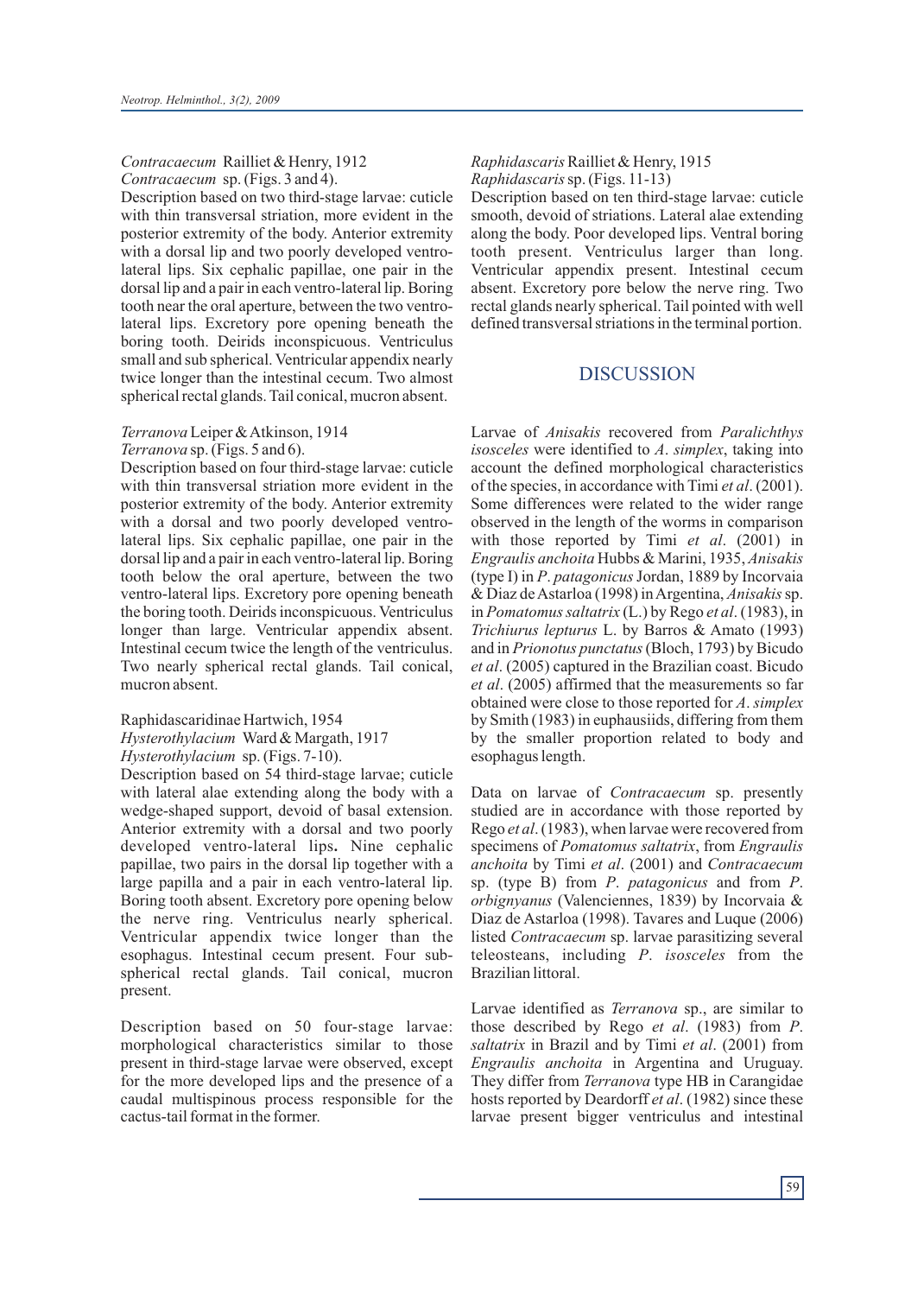*Contracaecum* Railliet & Henry, 1912

*Contracaecum* sp. (Figs. 3 and 4).

Description based on two third-stage larvae: cuticle with thin transversal striation, more evident in the posterior extremity of the body. Anterior extremity with a dorsal lip and two poorly developed ventro-lateral lips. Six cephalic papillae, one pair in the dorsal lip and a pair in each ventro-lateral lip. Boring tooth near the oral aperture, between the two ventro-lateral lips. Excretory pore opening beneath the boring tooth. Deirids inconspicuous. Ventriculus small and sub spherical. Ventricular appendix nearly twice longer than the intestinal cecum. Two almost spherical rectal glands. Tail conical, mucron absent.

*Terranova* Leiper & Atkinson, 1914

*Terranova* sp. (Figs. 5 and 6).

Description based on four third-stage larvae: cuticle with thin transversal striation more evident in the posterior extremity of the body. Anterior extremity with a dorsal and two poorly developed ventro-lateral lips. Six cephalic papillae, one pair in the dorsal lip and a pair in each ventro-lateral lip. Boring tooth below the oral aperture, between the two ventro-lateral lips. Excretory pore opening beneath the boring tooth. Deirids inconspicuous. Ventriculus longer than large. Ventricular appendix absent. Intestinal cecum twice the length of the ventriculus. Two nearly spherical rectal glands. Tail conical, mucron absent.

Raphidascaridinae Hartwich, 1954

*Hysterothylacium* Ward & Margath, 1917

*Hysterothylacium* sp. (Figs. 7-10).

Description based on 54 third-stage larvae; cuticle with lateral alae extending along the body with a wedge-shaped support, devoid of basal extension. Anterior extremity with a dorsal and two poorly developed ventro-lateral lips**.** Nine cephalic papillae, two pairs in the dorsal lip together with a large papilla and a pair in each ventro-lateral lip. Boring tooth absent. Excretory pore opening below the nerve ring. Ventriculus nearly spherical. Ventricular appendix twice longer than the esophagus. Intestinal cecum present. Four sub-spherical rectal glands. Tail conical, mucron present.

Description based on 50 four-stage larvae: morphological characteristics similar to those present in third-stage larvae were observed, except for the more developed lips and the presence of a caudal multispinous process responsible for the cactus-tail format in the former.

*Raphidascaris* Railliet & Henry, 1915

*Raphidascaris* sp. (Figs. 11-13)

Description based on ten third-stage larvae: cuticle smooth, devoid of striations. Lateral alae extending along the body. Poor developed lips. Ventral boring tooth present. Ventriculus larger than long. Ventricular appendix present. Intestinal cecum absent. Excretory pore below the nerve ring. Two rectal glands nearly spherical. Tail pointed with well defined transversal striations in the terminal portion.

## DISCUSSION

Larvae of *Anisakis* recovered from *Paralichthys isosceles* were identified to *A*. *simplex*, taking into account the defined morphological characteristics of the species, in accordance with Timi *et al*. (2001). Some differences were related to the wider range observed in the length of the worms in comparison with those reported by Timi *et al*. (2001) in *Engraulis anchoita* Hubbs & Marini, 1935, *Anisakis* (type I) in *P*. *patagonicus* Jordan, 1889 by Incorvaia & Diaz de Astarloa (1998) in Argentina, *Anisakis* sp. in *Pomatomus saltatrix* (L.) by Rego *et al*. (1983), in *Trichiurus lepturus* L. by Barros & Amato (1993) and in *Prionotus punctatus* (Bloch, 1793) by Bicudo *et al*. (2005) captured in the Brazilian coast. Bicudo *et al*. (2005) affirmed that the measurements so far obtained were close to those reported for *A*. *simplex* by Smith (1983) in euphausiids, differing from them by the smaller proportion related to body and esophagus length.

Data on larvae of *Contracaecum* sp. presently studied are in accordance with those reported by Rego *et al*. (1983), when larvae were recovered from specimens of *Pomatomus saltatrix*, from *Engraulis anchoita* by Timi *et al*. (2001) and *Contracaecum* sp. (type B) from *P*. *patagonicus* and from *P*. *orbignyanus* (Valenciennes, 1839) by Incorvaia & Diaz de Astarloa (1998). Tavares and Luque (2006) listed *Contracaecum* sp. larvae parasitizing several teleosteans, including *P*. *isosceles* from the Brazilian littoral.

Larvae identified as *Terranova* sp., are similar to those described by Rego *et al*. (1983) from *P*. *saltatrix* in Brazil and by Timi *et al*. (2001) from *Engraulis anchoita* in Argentina and Uruguay. They differ from *Terranova* type HB in Carangidae hosts reported by Deardorff *et al*. (1982) since these larvae present bigger ventriculus and intestinal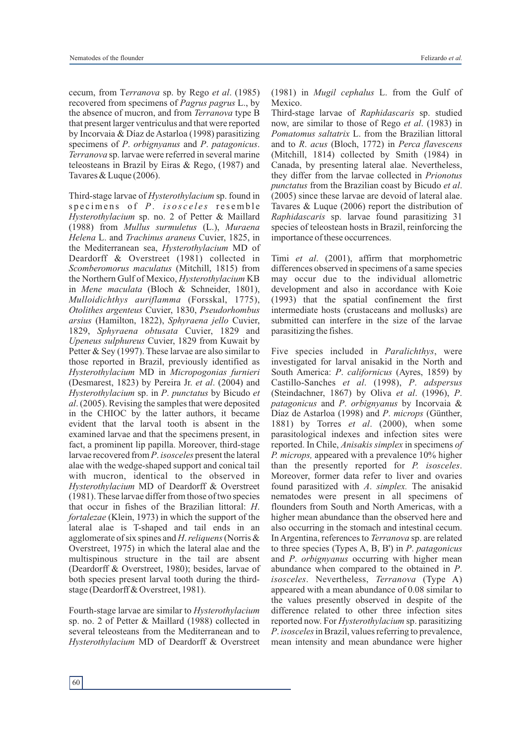cecum, from T*erranova* sp. by Rego *et al*. (1985) recovered from specimens of *Pagrus pagrus* L., by the absence of mucron, and from *Terranova* type B that present larger ventriculus and that were reported by Incorvaia & Díaz de Astarloa (1998) parasitizing specimens of *P*. *orbignyanus* and *P*. *patagonicus*. *Terranova* sp. larvae were referred in several marine teleosteans in Brazil by Eiras & Rego, (1987) and Tavares & Luque (2006).

Third-stage larvae of *Hysterothylacium* sp. found in specimens of *P*. *isosceles* resemble *Hysterothylacium* sp. no. 2 of Petter & Maillard (1988) from *Mullus surmuletus* (L.), *Muraena Helena* L. and *Trachinus araneus* Cuvier, 1825, in the Mediterranean sea, *Hysterothylacium* MD of Deardorff & Overstreet (1981) collected in *Scomberomorus maculatus* (Mitchill, 1815) from the Northern Gulf of Mexico, *Hysterothylacium* KB in *Mene maculata* (Bloch & Schneider, 1801), *Mulloidichthys auriflamma* (Forsskal, 1775), *Otolithes argenteus* Cuvier, 1830, *Pseudorhombus arsius* (Hamilton, 1822), *Sphyraena jello* Cuvier, 1829, *Sphyraena obtusata* Cuvier, 1829 and *Upeneus sulphureus* Cuvier, 1829 from Kuwait by Petter & Sey (1997). These larvae are also similar to those reported in Brazil, previously identified as *Hysterothylacium* MD in *Micropogonias furnieri* (Desmarest, 1823) by Pereira Jr. *et al*. (2004) and *Hysterothylacium* sp. in *P*. *punctatus* by Bicudo *et al*. (2005). Revising the samples that were deposited in the CHIOC by the latter authors, it became evident that the larval tooth is absent in the examined larvae and that the specimens present, in fact, a prominent lip papilla. Moreover, third-stage larvae recovered from *P*. *isosceles* present the lateral alae with the wedge-shaped support and conical tail with mucron, identical to the observed in *Hysterothylacium* MD of Deardorff & Overstreet (1981). These larvae differ from those of two species that occur in fishes of the Brazilian littoral: *H*. *fortalezae* (Klein, 1973) in which the support of the lateral alae is T-shaped and tail ends in an agglomerate of six spines and *H*. *reliquens* (Norris & Overstreet, 1975) in which the lateral alae and the multispinous structure in the tail are absent (Deardorff & Overstreet, 1980); besides, larvae of both species present larval tooth during the third-stage (Deardorff & Overstreet, 1981).

Fourth-stage larvae are similar to *Hysterothylacium* sp. no. 2 of Petter & Maillard (1988) collected in several teleosteans from the Mediterranean and to *Hysterothylacium* MD of Deardorff & Overstreet (1981) in *Mugil cephalus* L. from the Gulf of Mexico.

Third-stage larvae of *Raphidascaris* sp. studied now, are similar to those of Rego *et al*. (1983) in *Pomatomus saltatrix* L. from the Brazilian littoral and to *R*. *acus* (Bloch, 1772) in *Perca flavescens* (Mitchill, 1814) collected by Smith (1984) in Canada, by presenting lateral alae. Nevertheless, they differ from the larvae collected in *Prionotus punctatus* from the Brazilian coast by Bicudo *et al*. (2005) since these larvae are devoid of lateral alae. Tavares & Luque (2006) report the distribution of *Raphidascaris* sp. larvae found parasitizing 31 species of teleostean hosts in Brazil, reinforcing the importance of these occurrences.

Timi *et al*. (2001), affirm that morphometric differences observed in specimens of a same species may occur due to the individual allometric development and also in accordance with Koie (1993) that the spatial confinement the first intermediate hosts (crustaceans and mollusks) are submitted can interfere in the size of the larvae parasitizing the fishes.

Five species included in *Paralichthys*, were investigated for larval anisakid in the North and South America: *P*. *californicus* (Ayres, 1859) by Castillo-Sanches *et al*. (1998), *P*. *adspersus* (Steindachner, 1867) by Oliva *et al*. (1996), *P*. *patagonicus* and *P*. *orbignyanus* by Incorvaia & Díaz de Astarloa (1998) and *P*. *microps* (Günther, 1881) by Torres *et al*. (2000), when some parasitological indexes and infection sites were reported. In Chile, *Anisakis simplex* in specimens *of P. microps,* appeared with a prevalence 10% higher than the presently reported for *P. isosceles*. Moreover, former data refer to liver and ovaries found parasitized with *A*. *simplex.* The anisakid nematodes were present in all specimens of flounders from South and North Americas, with a higher mean abundance than the observed here and also occurring in the stomach and intestinal cecum. In Argentina, references to *Terranova* sp. are related to three species (Types A, B, B') in *P*. *patagonicus* and *P*. *orbignyanus* occurring with higher mean abundance when compared to the obtained in *P*. *isosceles*. Nevertheless, *Terranova* (Type A) appeared with a mean abundance of 0.08 similar to the values presently observed in despite of the difference related to other three infection sites reported now. For *Hysterothylacium* sp. parasitizing *P*. *isosceles* in Brazil, values referring to prevalence, mean intensity and mean abundance were higher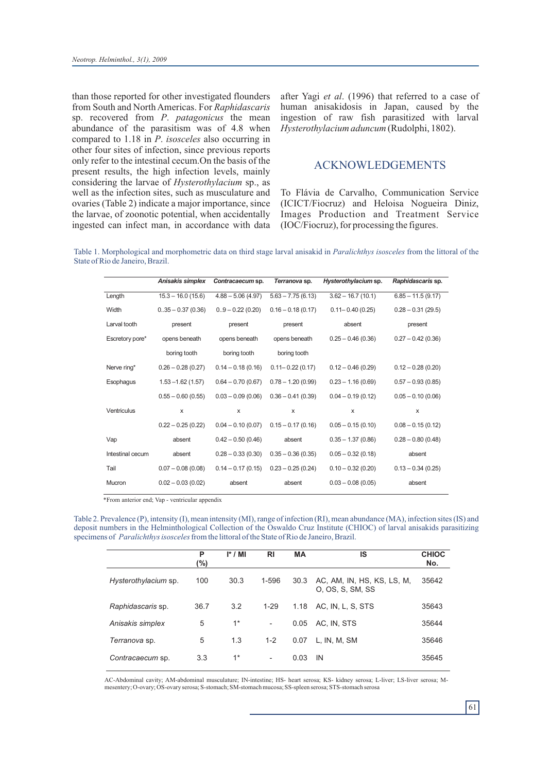than those reported for other investigated flounders from South and North Americas. For *Raphidascaris* sp. recovered from *P. patagonicus* the mean abundance of the parasitism was of 4.8 when compared to 1.18 in *P. isosceles* also occurring in other four sites of infection, since previous reports only refer to the intestinal cecum.On the basis of the present results, the high infection levels, mainly considering the larvae of *Hysterothylacium* sp., as well as the infection sites, such as musculature and ovaries (Table 2) indicate a major importance, since the larvae, of zoonotic potential, when accidentally ingested can infect man, in accordance with data after Yagi *et al*. (1996) that referred to a case of human anisakidosis in Japan, caused by the ingestion of raw fish parasitized with larval *Hysterothylacium aduncum* (Rudolphi, 1802).

## ACKNOWLEDGEMENTS

To Flávia de Carvalho, Communication Service (ICICT/Fiocruz) and Heloisa Nogueira Diniz, Images Production and Treatment Service (IOC/Fiocruz), for processing the figures.

Table 1. Morphological and morphometric data on third stage larval anisakid in *Paralichthys isosceles* from the littoral of the State of Rio de Janeiro, Brazil.

| | *Anisakis simplex* | *Contracaecum* sp. | *Terranova* sp. | *Hysterothylacium* sp. | *Raphidascaris* sp. |
|---|---|---|---|---|---|
| Length | 15.3 – 16.0 (15.6) | 4.88 – 5.06 (4.97) | 5.63 – 7.75 (6.13) | 3.62 – 16.7 (10.1) | 6.85 – 11.5 (9.17) |
| Width | 0..35 – 0.37 (0.36) | 0..9 – 0.22 (0.20) | 0.16 – 0.18 (0.17) | 0.11– 0.40 (0.25) | 0.28 – 0.31 (29.5) |
| Larval tooth | present | present | present | absent | present |
| Escretory pore* | opens beneath | opens beneath | opens beneath | 0.25 – 0.46 (0.36) | 0.27 – 0.42 (0.36) |
| | boring tooth | boring tooth | boring tooth | | |
| Nerve ring* | 0.26 – 0.28 (0.27) | 0.14 – 0.18 (0.16) | 0.11– 0.22 (0.17) | 0.12 – 0.46 (0.29) | 0.12 – 0.28 (0.20) |
| Esophagus | 1.53 –1.62 (1.57) | 0.64 – 0.70 (0.67) | 0.78 – 1.20 (0.99) | 0.23 – 1.16 (0.69) | 0.57 – 0.93 (0.85) |
| | 0.55 – 0.60 (0.55) | 0.03 – 0.09 (0.06) | 0.36 – 0.41 (0.39) | 0.04 – 0.19 (0.12) | 0.05 – 0.10 (0.06) |
| Ventriculus | x | x | x | x | x |
| | 0.22 – 0.25 (0.22) | 0.04 – 0.10 (0.07) | 0.15 – 0.17 (0.16) | 0.05 – 0.15 (0.10) | 0.08 – 0.15 (0.12) |
| Vap | absent | 0.42 – 0.50 (0.46) | absent | 0.35 – 1.37 (0.86) | 0.28 – 0.80 (0.48) |
| Intestinal cecum | absent | 0.28 – 0.33 (0.30) | 0.35 – 0.36 (0.35) | 0.05 – 0.32 (0.18) | absent |
| Tail | 0.07 – 0.08 (0.08) | 0.14 – 0.17 (0.15) | 0.23 – 0.25 (0.24) | 0.10 – 0.32 (0.20) | 0.13 – 0.34 (0.25) |
| Mucron | 0.02 – 0.03 (0.02) | absent | absent | 0.03 – 0.08 (0.05) | absent |

*From anterior end; Vap - ventricular appendix

Table 2. Prevalence (P), intensity (I), mean intensity (MI), range of infection (RI), mean abundance (MA), infection sites (IS) and deposit numbers in the Helminthological Collection of the Oswaldo Cruz Institute (CHIOC) of larval anisakids parasitizing specimens of *Paralichthys isosceles* from the littoral of the State of Rio de Janeiro, Brazil.

| | P (%) | I* / MI | RI | MA | IS | CHIOC No. |
|---|---|---|---|---|---|---|
| *Hysterothylacium* sp. | 100 | 30.3 | 1-596 | 30.3 | AC, AM, IN, HS, KS, LS, M, O, OS, S, SM, SS | 35642 |
| *Raphidascaris* sp. | 36.7 | 3.2 | 1-29 | 1.18 | AC, IN, L, S, STS | 35643 |
| *Anisakis simplex* | 5 | 1* | - | 0.05 | AC, IN, STS | 35644 |
| *Terranova* sp. | 5 | 1.3 | 1-2 | 0.07 | L, IN, M, SM | 35646 |
| *Contracaecum* sp. | 3.3 | 1* | - | 0.03 | IN | 35645 |

AC-Abdominal cavity; AM-abdominal musculature; IN-intestine; HS- heart serosa; KS- kidney serosa; L-liver; LS-liver serosa; M-mesentery; O-ovary; OS-ovary serosa; S-stomach; SM-stomach mucosa; SS-spleen serosa; STS-stomach serosa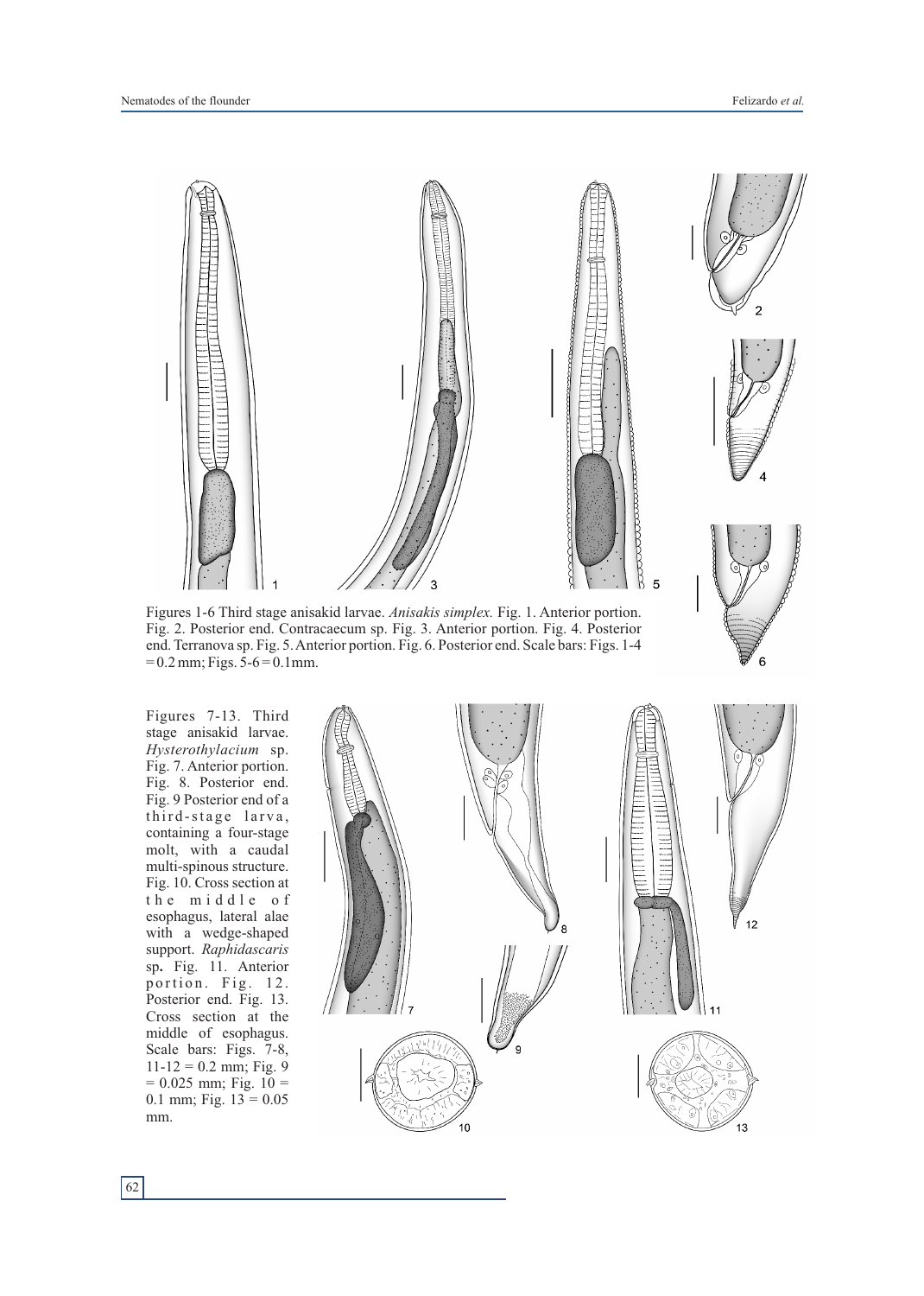Figures 1-6 Third stage anisakid larvae. *Anisakis simplex.* Fig. 1. Anterior portion. Fig. 2. Posterior end. Contracaecum sp. Fig. 3. Anterior portion. Fig. 4. Posterior end. Terranova sp. Fig. 5. Anterior portion. Fig. 6. Posterior end. Scale bars: Figs. 1-4 = 0.2 mm; Figs. 5-6 = 0.1mm.

Figures 7-13. Third stage anisakid larvae. *Hysterothylacium* sp. Fig. 7. Anterior portion. Fig. 8. Posterior end. Fig. 9 Posterior end of a third-stage larva, containing a four-stage molt, with a caudal multi-spinous structure. Fig. 10. Cross section at the middle of esophagus, lateral alae with a wedge-shaped support. *Raphidascaris* sp**.** Fig. 11. Anterior portion. Fig. 12. Posterior end. Fig. 13. Cross section at the middle of esophagus. Scale bars: Figs. 7-8, 11-12 = 0.2 mm; Fig. 9 = 0.025 mm; Fig. 10 = 0.1 mm; Fig. 13 = 0.05 mm.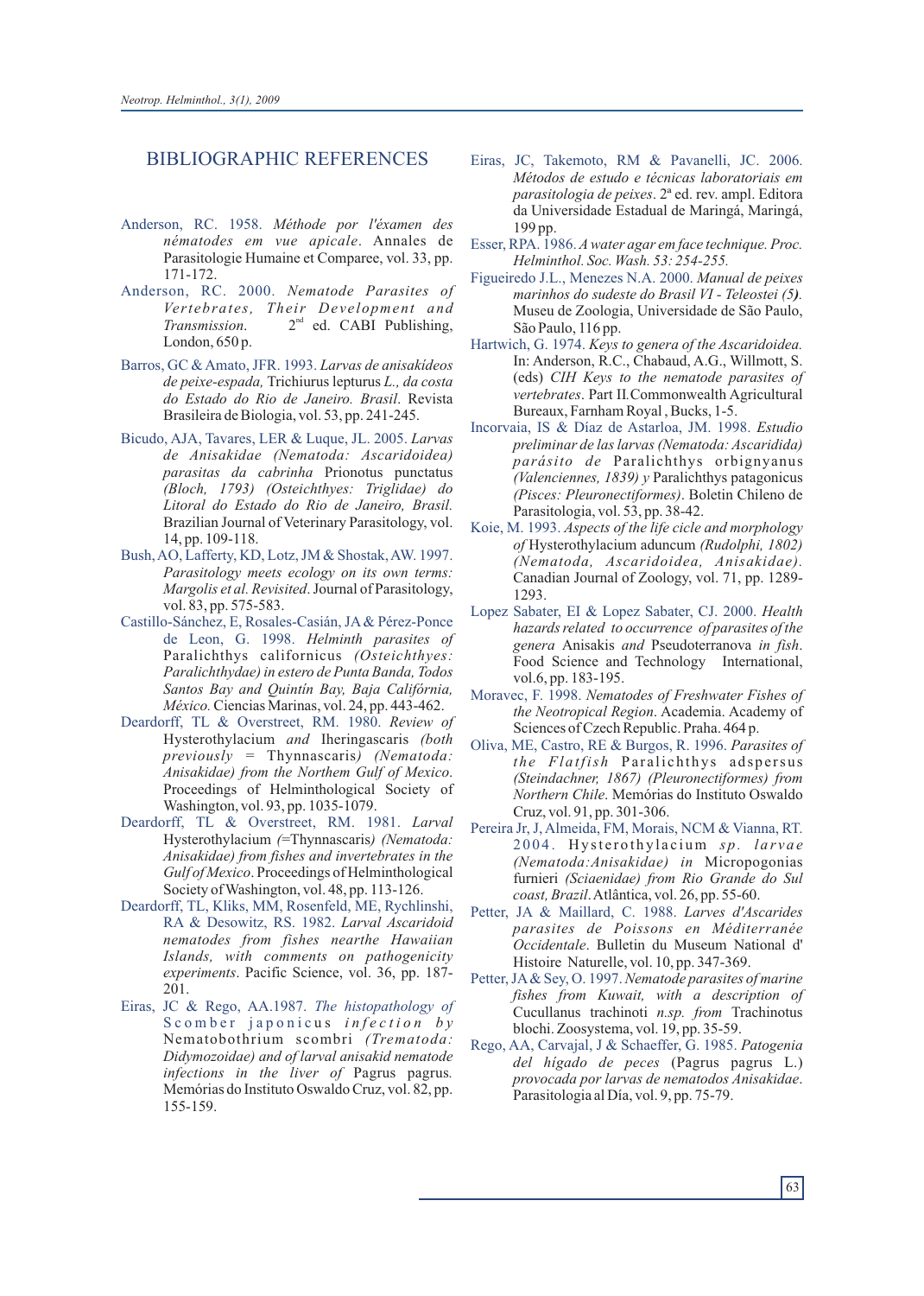## BIBLIOGRAPHIC REFERENCES

Anderson, RC. 1958. *Méthode por l'éxamen des nématodes em vue apicale*. Annales de Parasitologie Humaine et Comparee, vol. 33, pp. 171-172.

Anderson, RC. 2000. *Nematode Parasites of Vertebrates, Their Development and Transmission*. 2[nd] ed. CABI Publishing, London, 650 p.

Barros, GC & Amato, JFR. 1993. *Larvas de anisakídeos de peixe-espada,* Trichiurus lepturus *L., da costa do Estado do Rio de Janeiro. Brasil*. Revista Brasileira de Biologia, vol. 53, pp. 241-245.

Bicudo, AJA, Tavares, LER & Luque, JL. 2005. *Larvas de Anisakidae (Nematoda: Ascaridoidea) parasitas da cabrinha* Prionotus punctatus *(Bloch, 1793) (Osteichthyes: Triglidae) do Litoral do Estado do Rio de Janeiro, Brasil.* Brazilian Journal of Veterinary Parasitology, vol. 14, pp. 109-118.

Bush, AO, Lafferty, KD, Lotz, JM & Shostak, AW. 1997. *Parasitology meets ecology on its own terms: Margolis et al. Revisited*. Journal of Parasitology, vol. 83, pp. 575-583.

Castillo-Sánchez, E, Rosales-Casián, JA & Pérez-Ponce de Leon, G. 1998. *Helminth parasites of* Paralichthys californicus *(Osteichthyes: Paralichthydae) in estero de Punta Banda, Todos Santos Bay and Quintín Bay, Baja Califórnia, México.* Ciencias Marinas, vol. 24, pp. 443-462.

Deardorff, TL & Overstreet, RM. 1980. *Review of* Hysterothylacium *and* Iheringascaris *(both previously =* Thynnascaris*) (Nematoda: Anisakidae) from the Northem Gulf of Mexico.* Proceedings of Helminthological Society of Washington, vol. 93, pp. 1035-1079.

Deardorff, TL & Overstreet, RM. 1981. *Larval* Hysterothylacium *(=*Thynnascaris*) (Nematoda: Anisakidae) from fishes and invertebrates in the Gulf of Mexico*. Proceedings of Helminthological Society of Washington, vol. 48, pp. 113-126.

Deardorff, TL, Kliks, MM, Rosenfeld, ME, Rychlinshi, RA & Desowitz, RS. 1982. *Larval Ascaridoid nematodes from fishes nearthe Hawaiian Islands, with comments on pathogenicity experiments*. Pacific Science, vol. 36, pp. 187-201.

Eiras, JC & Rego, AA.1987. *The histopathology of* Scomber japonicus *infection by* Nematobothrium scombri *(Trematoda: Didymozoidae) and of larval anisakid nematode infections in the liver of* Pagrus pagrus*.* Memórias do Instituto Oswaldo Cruz, vol. 82, pp. 155-159.

Eiras, JC, Takemoto, RM & Pavanelli, JC. 2006. *Métodos de estudo e técnicas laboratoriais em parasitologia de peixes*. 2ª ed. rev. ampl. Editora da Universidade Estadual de Maringá, Maringá, 199 pp.

Esser, RPA. 1986. *A water agar em face technique. Proc. Helminthol. Soc. Wash. 53: 254-255.*

Figueiredo J.L., Menezes N.A. 2000. *Manual de peixes marinhos do sudeste do Brasil VI - Teleostei (5).* Museu de Zoologia, Universidade de São Paulo, São Paulo, 116 pp.

Hartwich, G. 1974. *Keys to genera of the Ascaridoidea.* In: Anderson, R.C., Chabaud, A.G., Willmott, S. (eds) *CIH Keys to the nematode parasites of vertebrates*. Part II.Commonwealth Agricultural Bureaux, Farnham Royal , Bucks, 1-5.

Incorvaia, IS & Díaz de Astarloa, JM. 1998. *Estudio preliminar de las larvas (Nematoda: Ascaridida) parásito de* Paralichthys orbignyanus *(Valenciennes, 1839) y* Paralichthys patagonicus *(Pisces: Pleuronectiformes)*. Boletin Chileno de Parasitologia, vol. 53, pp. 38-42.

Koie, M. 1993. *Aspects of the life cicle and morphology of* Hysterothylacium aduncum *(Rudolphi, 1802) (Nematoda, Ascaridoidea, Anisakidae).* Canadian Journal of Zoology, vol. 71, pp. 1289-1293.

Lopez Sabater, EI & Lopez Sabater, CJ. 2000. *Health hazards related to occurrence of parasites of the genera* Anisakis *and* Pseudoterranova *in fish*. Food Science and Technology International, vol.6, pp. 183-195.

Moravec, F. 1998. *Nematodes of Freshwater Fishes of the Neotropical Region*. Academia. Academy of Sciences of Czech Republic. Praha. 464 p.

Oliva, ME, Castro, RE & Burgos, R. 1996. *Parasites of the Flatfish* Paralichthys adspersus *(Steindachner, 1867) (Pleuronectiformes) from Northern Chile*. Memórias do Instituto Oswaldo Cruz, vol. 91, pp. 301-306.

Pereira Jr, J, Almeida, FM, Morais, NCM & Vianna, RT. 2004. Hysterothylacium *sp. larvae (Nematoda:Anisakidae) in* Micropogonias furnieri *(Sciaenidae) from Rio Grande do Sul coast, Brazil*. Atlântica, vol. 26, pp. 55-60.

Petter, JA & Maillard, C. 1988. *Larves d'Ascarides parasites de Poissons en Méditerranée Occidentale*. Bulletin du Museum National d' Histoire Naturelle, vol. 10, pp. 347-369.

Petter, JA & Sey, O. 1997. *Nematode parasites of marine fishes from Kuwait, with a description of* Cucullanus trachinoti *n.sp. from* Trachinotus blochi. Zoosystema, vol. 19, pp. 35-59.

Rego, AA, Carvajal, J & Schaeffer, G. 1985. *Patogenia del hígado de peces* (Pagrus pagrus L.) *provocada por larvas de nematodos Anisakidae*. Parasitologia al Día, vol. 9, pp. 75-79.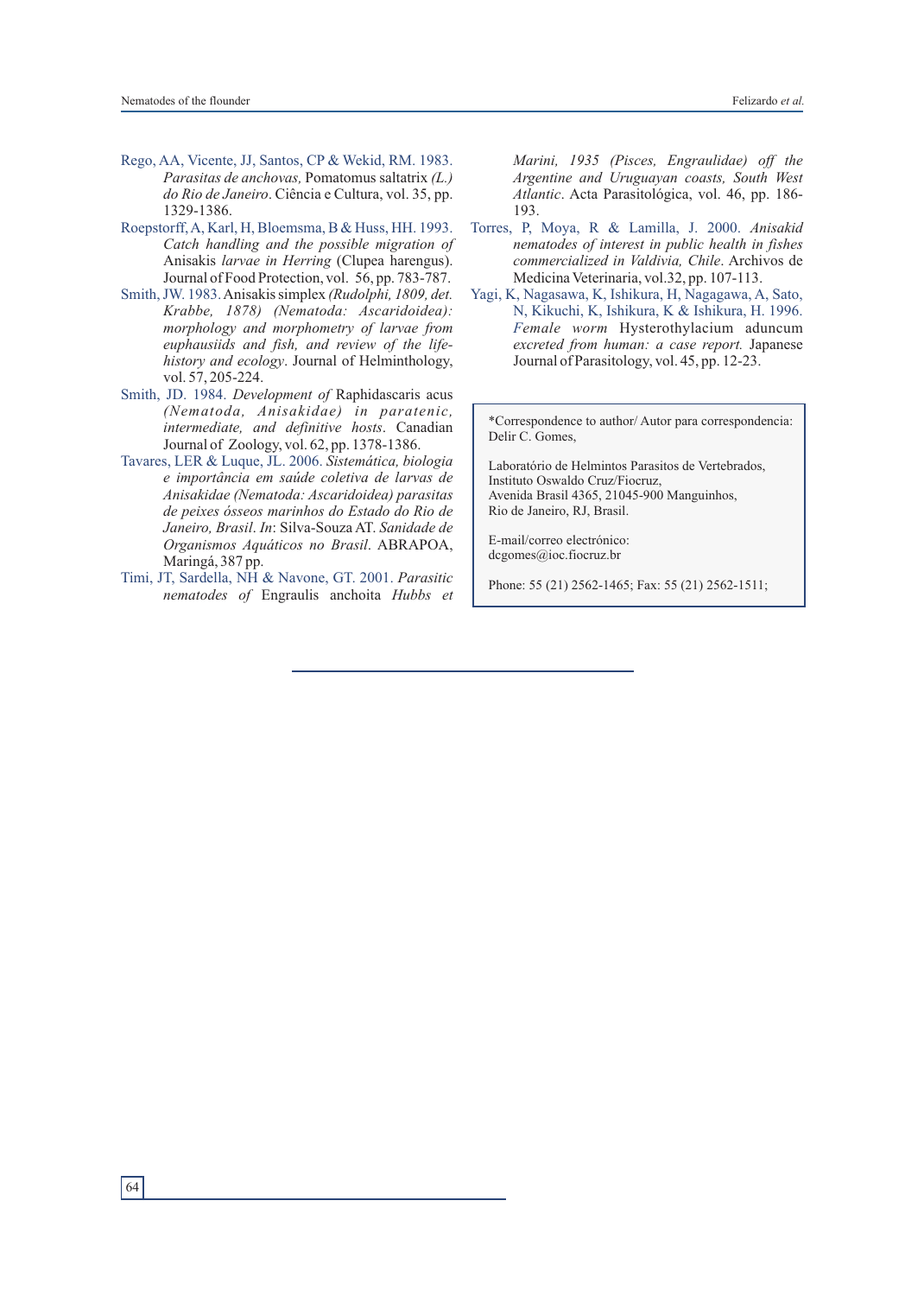Rego, AA, Vicente, JJ, Santos, CP & Wekid, RM. 1983. *Parasitas de anchovas,* Pomatomus saltatrix *(L.) do Rio de Janeiro*. Ciência e Cultura, vol. 35, pp. 1329-1386.

Roepstorff, A, Karl, H, Bloemsma, B & Huss, HH. 1993. *Catch handling and the possible migration of* Anisakis *larvae in Herring* (Clupea harengus). Journal of Food Protection, vol. 56, pp. 783-787.

Smith, JW. 1983. Anisakis simplex *(Rudolphi, 1809, det. Krabbe, 1878) (Nematoda: Ascaridoidea): morphology and morphometry of larvae from euphausiids and fish, and review of the life-history and ecology*. Journal of Helminthology, vol. 57, 205-224.

Smith, JD. 1984. *Development of* Raphidascaris acus *(Nematoda, Anisakidae) in paratenic, intermediate, and definitive hosts*. Canadian Journal of Zoology, vol. 62, pp. 1378-1386.

Tavares, LER & Luque, JL. 2006. *Sistemática, biologia e importância em saúde coletiva de larvas de Anisakidae (Nematoda: Ascaridoidea) parasitas de peixes ósseos marinhos do Estado do Rio de Janeiro, Brasil*. *In*: Silva-Souza AT. *Sanidade de Organismos Aquáticos no Brasil*. ABRAPOA, Maringá, 387 pp.

Timi, JT, Sardella, NH & Navone, GT. 2001. *Parasitic nematodes of* Engraulis anchoita *Hubbs et Marini, 1935 (Pisces, Engraulidae) off the Argentine and Uruguayan coasts, South West Atlantic*. Acta Parasitológica, vol. 46, pp. 186-193.

Torres, P, Moya, R & Lamilla, J. 2000. *Anisakid nematodes of interest in public health in fishes commercialized in Valdivia, Chile*. Archivos de Medicina Veterinaria, vol.32, pp. 107-113.

Yagi, K, Nagasawa, K, Ishikura, H, Nagagawa, A, Sato, N, Kikuchi, K, Ishikura, K & Ishikura, H. 1996. *Female worm* Hysterothylacium aduncum *excreted from human: a case report.* Japanese Journal of Parasitology, vol. 45, pp. 12-23.

---

*Correspondence to author/ Autor para correspondencia:
Delir C. Gomes,

Laboratório de Helmintos Parasitos de Vertebrados,
Instituto Oswaldo Cruz/Fiocruz,
Avenida Brasil 4365, 21045-900 Manguinhos,
Rio de Janeiro, RJ, Brasil.

E-mail/correo electrónico:
dcgomes@ioc.fiocruz.br

Phone: 55 (21) 2562-1465; Fax: 55 (21) 2562-1511;